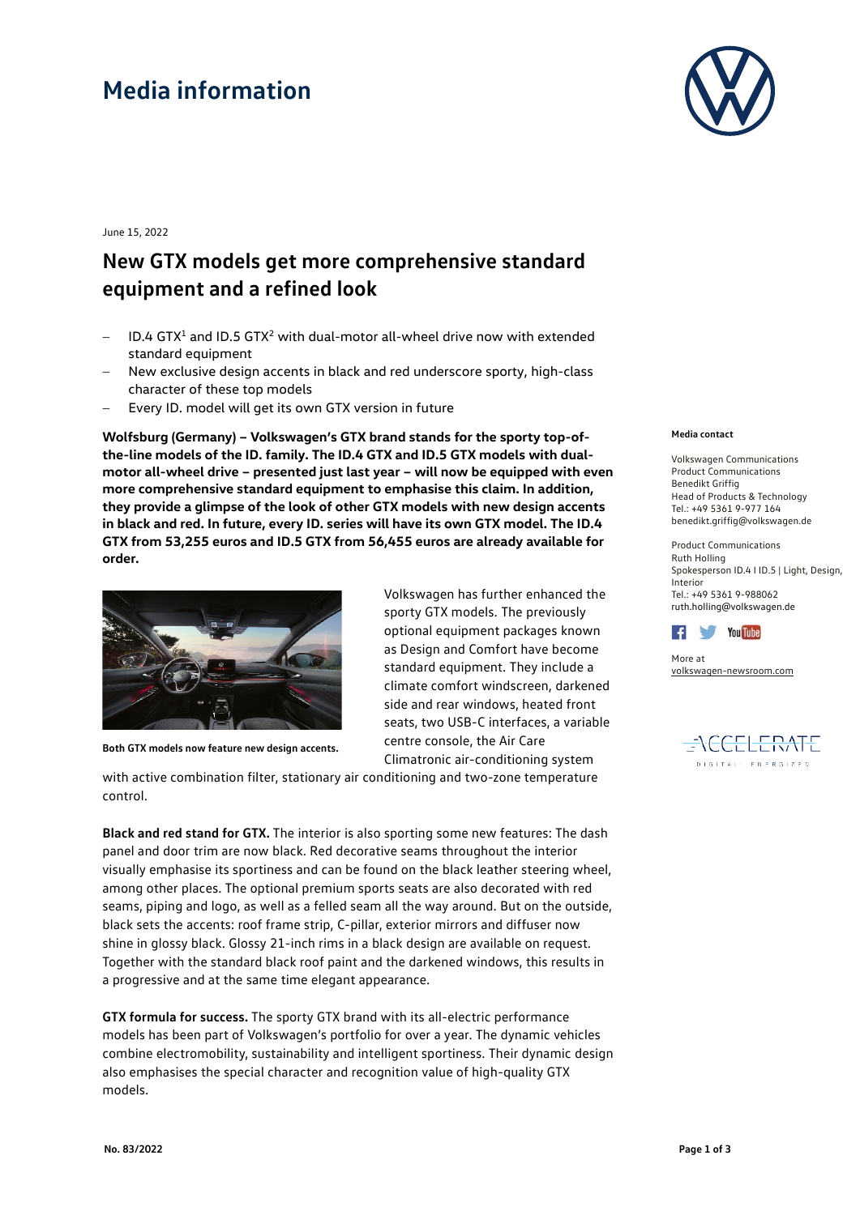# Media information

June 15, 2022

## New GTX models get more comprehensive standard equipment and a refined look

- ID.4 GTX[1] and ID.5 GTX[2] with dual-motor all-wheel drive now with extended standard equipment
- New exclusive design accents in black and red underscore sporty, high-class character of these top models
- Every ID. model will get its own GTX version in future

**Wolfsburg (Germany) – Volkswagen's GTX brand stands for the sporty top-of-the-line models of the ID. family. The ID.4 GTX and ID.5 GTX models with dual-motor all-wheel drive – presented just last year – will now be equipped with even more comprehensive standard equipment to emphasise this claim. In addition, they provide a glimpse of the look of other GTX models with new design accents in black and red. In future, every ID. series will have its own GTX model. The ID.4 GTX from 53,255 euros and ID.5 GTX from 56,455 euros are already available for order.**

**Both GTX models now feature new design accents.**

Volkswagen has further enhanced the sporty GTX models. The previously optional equipment packages known as Design and Comfort have become standard equipment. They include a climate comfort windscreen, darkened side and rear windows, heated front seats, two USB-C interfaces, a variable centre console, the Air Care Climatronic air-conditioning system with active combination filter, stationary air conditioning and two-zone temperature control.

**Black and red stand for GTX.** The interior is also sporting some new features: The dash panel and door trim are now black. Red decorative seams throughout the interior visually emphasise its sportiness and can be found on the black leather steering wheel, among other places. The optional premium sports seats are also decorated with red seams, piping and logo, as well as a felled seam all the way around. But on the outside, black sets the accents: roof frame strip, C-pillar, exterior mirrors and diffuser now shine in glossy black. Glossy 21-inch rims in a black design are available on request. Together with the standard black roof paint and the darkened windows, this results in a progressive and at the same time elegant appearance.

**GTX formula for success.** The sporty GTX brand with its all-electric performance models has been part of Volkswagen's portfolio for over a year. The dynamic vehicles combine electromobility, sustainability and intelligent sportiness. Their dynamic design also emphasises the special character and recognition value of high-quality GTX models.

**Media contact**

Volkswagen Communications
Product Communications
Benedikt Griffig
Head of Products & Technology
Tel.: +49 5361 9-977 164
benedikt.griffig@volkswagen.de

Product Communications
Ruth Holling
Spokesperson ID.4 I ID.5 | Light, Design, Interior
Tel.: +49 5361 9-988062
ruth.holling@volkswagen.de

More at
volkswagen-newsroom.com

No. 83/2022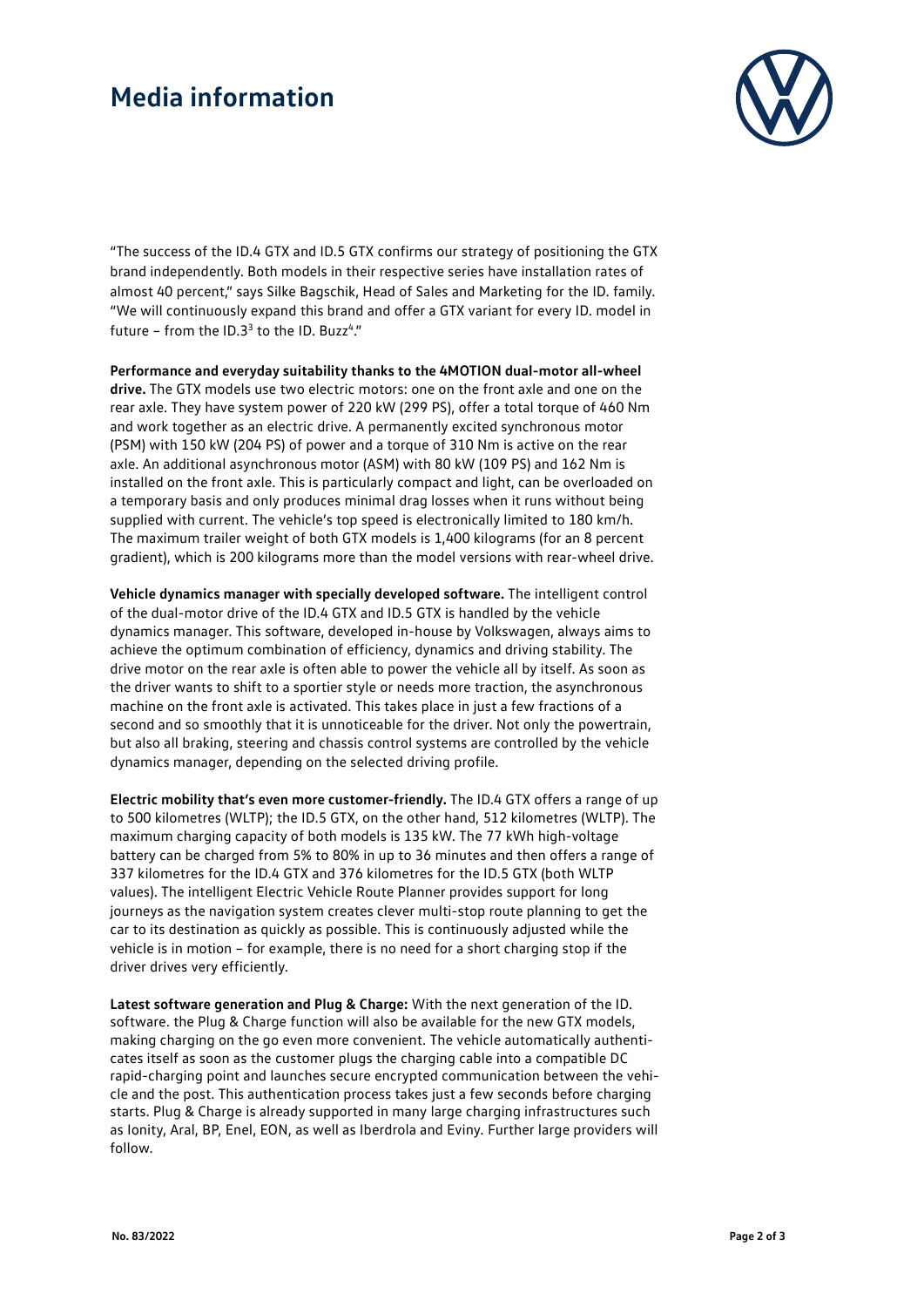"The success of the ID.4 GTX and ID.5 GTX confirms our strategy of positioning the GTX brand independently. Both models in their respective series have installation rates of almost 40 percent," says Silke Bagschik, Head of Sales and Marketing for the ID. family. "We will continuously expand this brand and offer a GTX variant for every ID. model in future – from the ID.3[3] to the ID. Buzz[4]."

**Performance and everyday suitability thanks to the 4MOTION dual-motor all-wheel drive.** The GTX models use two electric motors: one on the front axle and one on the rear axle. They have system power of 220 kW (299 PS), offer a total torque of 460 Nm and work together as an electric drive. A permanently excited synchronous motor (PSM) with 150 kW (204 PS) of power and a torque of 310 Nm is active on the rear axle. An additional asynchronous motor (ASM) with 80 kW (109 PS) and 162 Nm is installed on the front axle. This is particularly compact and light, can be overloaded on a temporary basis and only produces minimal drag losses when it runs without being supplied with current. The vehicle's top speed is electronically limited to 180 km/h. The maximum trailer weight of both GTX models is 1,400 kilograms (for an 8 percent gradient), which is 200 kilograms more than the model versions with rear-wheel drive.

**Vehicle dynamics manager with specially developed software.** The intelligent control of the dual-motor drive of the ID.4 GTX and ID.5 GTX is handled by the vehicle dynamics manager. This software, developed in-house by Volkswagen, always aims to achieve the optimum combination of efficiency, dynamics and driving stability. The drive motor on the rear axle is often able to power the vehicle all by itself. As soon as the driver wants to shift to a sportier style or needs more traction, the asynchronous machine on the front axle is activated. This takes place in just a few fractions of a second and so smoothly that it is unnoticeable for the driver. Not only the powertrain, but also all braking, steering and chassis control systems are controlled by the vehicle dynamics manager, depending on the selected driving profile.

**Electric mobility that's even more customer-friendly.** The ID.4 GTX offers a range of up to 500 kilometres (WLTP); the ID.5 GTX, on the other hand, 512 kilometres (WLTP). The maximum charging capacity of both models is 135 kW. The 77 kWh high-voltage battery can be charged from 5% to 80% in up to 36 minutes and then offers a range of 337 kilometres for the ID.4 GTX and 376 kilometres for the ID.5 GTX (both WLTP values). The intelligent Electric Vehicle Route Planner provides support for long journeys as the navigation system creates clever multi-stop route planning to get the car to its destination as quickly as possible. This is continuously adjusted while the vehicle is in motion – for example, there is no need for a short charging stop if the driver drives very efficiently.

**Latest software generation and Plug & Charge:** With the next generation of the ID. software. the Plug & Charge function will also be available for the new GTX models, making charging on the go even more convenient. The vehicle automatically authenticates itself as soon as the customer plugs the charging cable into a compatible DC rapid-charging point and launches secure encrypted communication between the vehicle and the post. This authentication process takes just a few seconds before charging starts. Plug & Charge is already supported in many large charging infrastructures such as Ionity, Aral, BP, Enel, EON, as well as Iberdrola and Eviny. Further large providers will follow.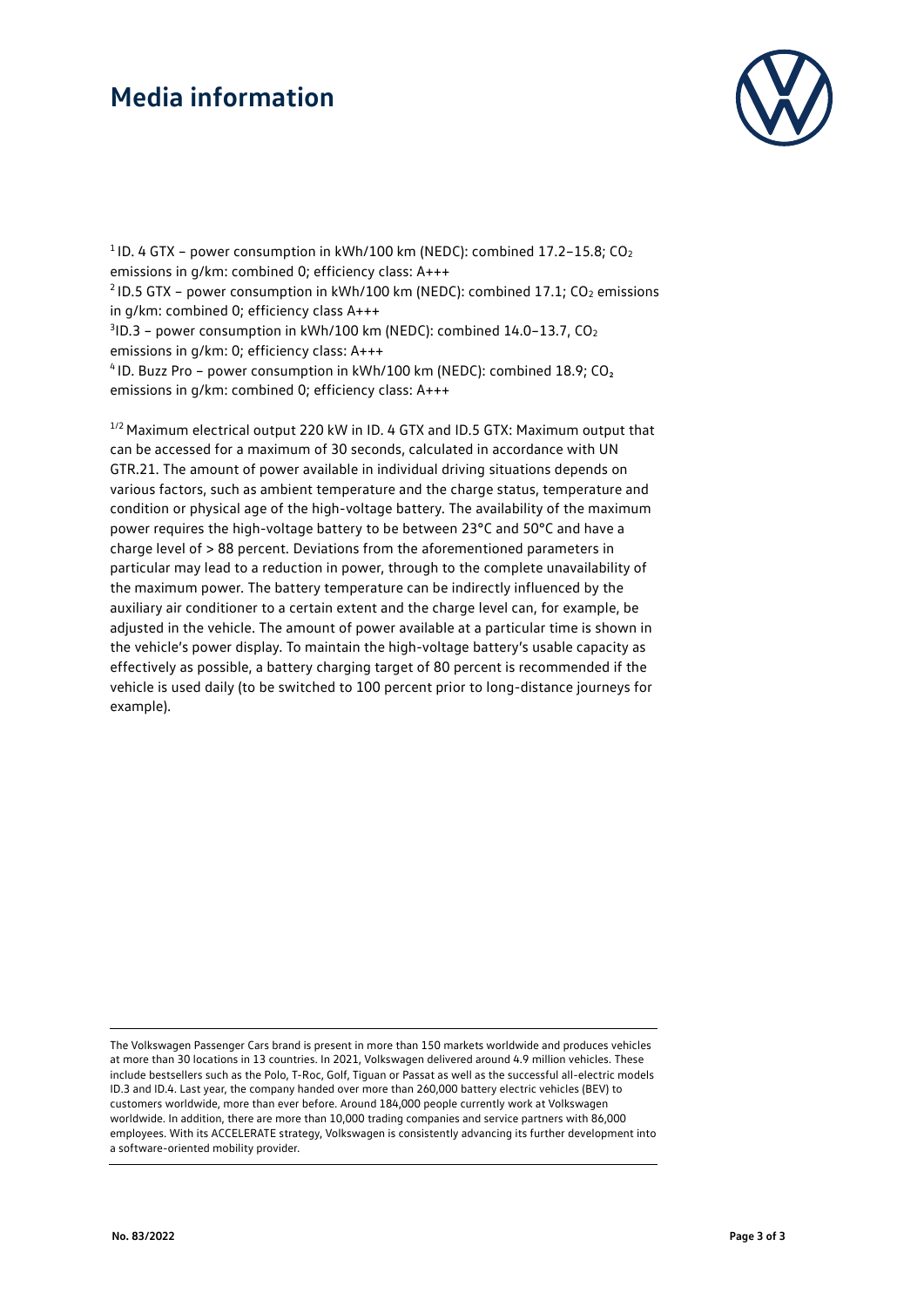[1] ID. 4 GTX – power consumption in kWh/100 km (NEDC): combined 17.2–15.8; $CO_2$ emissions in g/km: combined 0; efficiency class: A+++
[2] ID.5 GTX – power consumption in kWh/100 km (NEDC): combined 17.1; $CO_2$ emissions in g/km: combined 0; efficiency class A+++
[3] ID.3 – power consumption in kWh/100 km (NEDC): combined 14.0–13.7, $CO_2$ emissions in g/km: 0; efficiency class: A+++
[4] ID. Buzz Pro – power consumption in kWh/100 km (NEDC): combined 18.9; $CO_2$ emissions in g/km: combined 0; efficiency class: A+++

[1/2] Maximum electrical output 220 kW in ID. 4 GTX and ID.5 GTX: Maximum output that can be accessed for a maximum of 30 seconds, calculated in accordance with UN GTR.21. The amount of power available in individual driving situations depends on various factors, such as ambient temperature and the charge status, temperature and condition or physical age of the high-voltage battery. The availability of the maximum power requires the high-voltage battery to be between 23°C and 50°C and have a charge level of > 88 percent. Deviations from the aforementioned parameters in particular may lead to a reduction in power, through to the complete unavailability of the maximum power. The battery temperature can be indirectly influenced by the auxiliary air conditioner to a certain extent and the charge level can, for example, be adjusted in the vehicle. The amount of power available at a particular time is shown in the vehicle's power display. To maintain the high-voltage battery's usable capacity as effectively as possible, a battery charging target of 80 percent is recommended if the vehicle is used daily (to be switched to 100 percent prior to long-distance journeys for example).

---

The Volkswagen Passenger Cars brand is present in more than 150 markets worldwide and produces vehicles at more than 30 locations in 13 countries. In 2021, Volkswagen delivered around 4.9 million vehicles. These include bestsellers such as the Polo, T-Roc, Golf, Tiguan or Passat as well as the successful all-electric models ID.3 and ID.4. Last year, the company handed over more than 260,000 battery electric vehicles (BEV) to customers worldwide, more than ever before. Around 184,000 people currently work at Volkswagen worldwide. In addition, there are more than 10,000 trading companies and service partners with 86,000 employees. With its ACCELERATE strategy, Volkswagen is consistently advancing its further development into a software-oriented mobility provider.